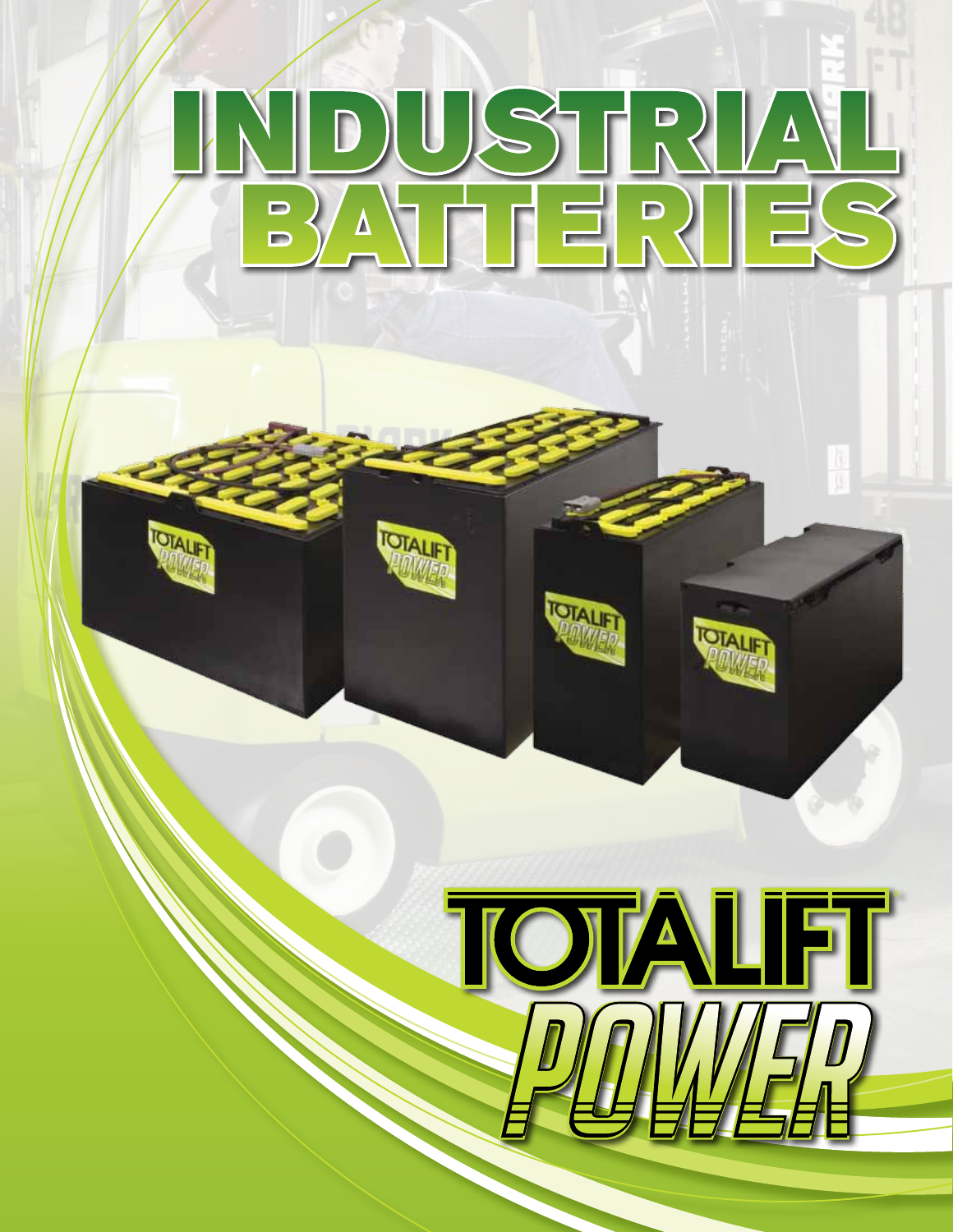# INDUSTRIAL BATTERIES

TOTALIFT POWER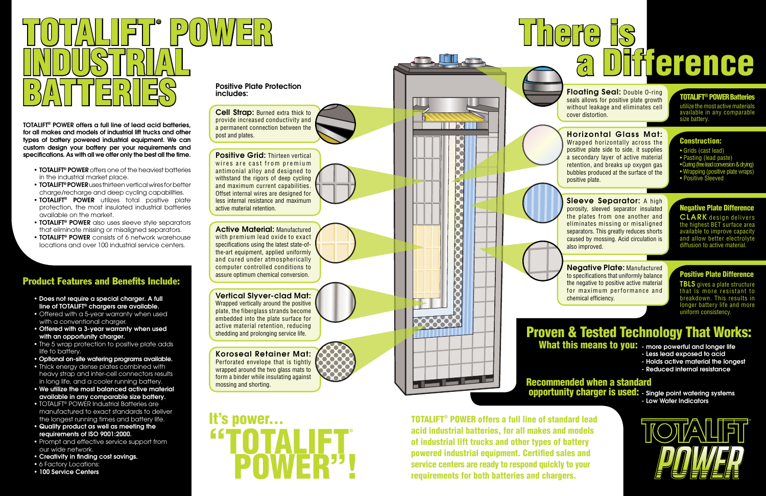# TOTALIFT® POWER INDUSTRIAL BATTERIES

**TOTALIFT® POWER offers a full line of lead acid batteries, for all makes and models of industrial lift trucks and other types of battery powered industrial equipment. We can custom design your battery per your requirements and specifications. As with all we offer only the best all the time.**

- **TOTALIFT® POWER** offers one of the heaviest batteries in the industrial market place.
- **TOTALIFT® POWER** uses thirteen vertical wires for better charge/recharge and deep cycling capabilities.
- **TOTALIFT® POWER** utilizes total positive plate protection, the most insulated industrial batteries available on the market.
- **TOTALIFT® POWER** also uses sleeve style separators that eliminate missing or misaligned separators.
- **TOTALIFT® POWER** consists of 6 network warehouse locations and over 100 industrial service centers.

## Product Features and Benefits Include:

- **Does not require a special charger. A full line of TOTALIFT® chargers are available.**
- Offered with a 5-year warranty when used with a conventional charger.
- **Offered with a 3-year warranty when used with an opportunity charger.**
- The 5 wrap protection to positive plate adds life to battery.
- **Optional on-site watering programs available.**
- Thick energy dense plates combined with heavy strap and inter-cell connectors results in long life, and a cooler running battery.
- **We utilize the most balanced active material available in any comparable size battery.**
- TOTALIFT® POWER Industrial Batteries are manufactured to exact standards to deliver the longest running times and battery life.
- **Quality product as well as meeting the requirements of ISO 9001:2000.**
- Prompt and effective service support from our wide network.
- **Creativity in finding cost savings.**
- 6 Factory Locations:
- **100 Service Centers**

### Positive Plate Protection includes:

**Cell Strap:** Burned extra thick to provide increased conductivity and a permanent connection between the post and plates.

**Positive Grid:** Thirteen vertical wires are cast from premium antimonial alloy and designed to withstand the rigors of deep cycling and maximum current capabilities. Offset internal wires are designed for less internal resistance and maximum active material retention.

**Active Material:** Manufactured with premium lead oxide to exact specifications using the latest state-of-the-art equipment, applied uniformly and cured under atmospherically computer controlled conditions to assure optimum chemical conversion.

**Vertical Slyver-clad Mat:** Wrapped vertically around the positive plate, the fiberglass strands become embedded into the plate surface for active material retention, reducing shedding and prolonging service life.

**Koroseal Retainer Mat:** Perforated envelope that is tightly wrapped around the two glass mats to form a binder while insulating against mossing and shorting.

## It's power... "TOTALIFT® POWER"!

# There is a Difference

**Floating Seal:** Double O-ring seals allows for positive plate growth without leakage and eliminates cell cover distortion.

**Horizontal Glass Mat:** Wrapped horizontally across the positive plate side to side, it supplies a secondary layer of active material retention, and breaks up oxygen gas bubbles produced at the surface of the positive plate.

**Sleeve Separator:** A high porosity, sleeved separator insulated the plates from one another and eliminates missing or misaligned separators. This greatly reduces shorts caused by mossing. Acid circulation is also improved.

**Negative Plate:** Manufactured to specifications that uniformly balance the negative to positive active material for maximum performance and chemical efficiency.

### TOTALIFT® POWER Batteries

utilize the most active materials available in any comparable size battery.

### Construction:

- Grids (cast lead)
- Pasting (lead paste)
- Curing (free lead conversion & drying)
- Wrapping (positive plate wraps)
- Positive Sleeved

### Negative Plate Difference

**CLARK** design delivers the highest BET surface area available to improve capacity and allow better electrolyte diffusion to active material.

### Positive Plate Difference

**TBLS** gives a plate structure that is more resistant to breakdown. This results in longer battery life and more uniform consistency.

## Proven & Tested Technology That Works:

**What this means to you:**
- more powerful and longer life
- Less lead exposed to acid
- Holds active material the longest
- Reduced internal resistance

**Recommended when a standard opportunity charger is used:**
- Single point watering systems
- Low Water Indicators

**TOTALIFT® POWER offers a full line of standard lead acid industrial batteries, for all makes and models of industrial lift trucks and other types of battery powered industrial equipment. Certified sales and service centers are ready to respond quickly to your requirements for both batteries and chargers.**

TOTALIFT® POWER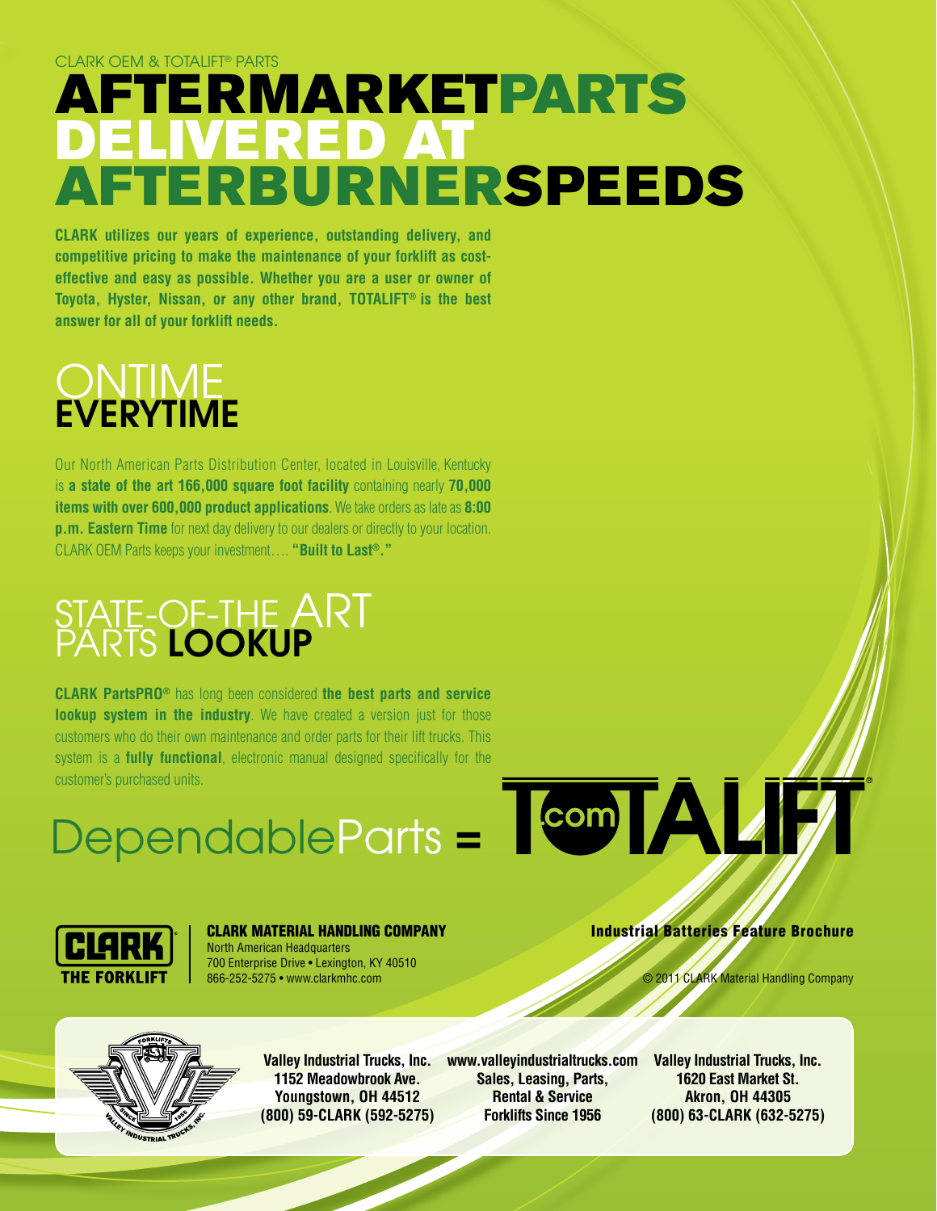CLARK OEM & TOTALIFT® PARTS

# AFTERMARKETPARTS DELIVERED AT AFTERBURNERSPEEDS

**CLARK utilizes our years of experience, outstanding delivery, and competitive pricing to make the maintenance of your forklift as cost-effective and easy as possible. Whether you are a user or owner of Toyota, Hyster, Nissan, or any other brand, TOTALIFT® is the best answer for all of your forklift needs.**

## ONTIME EVERYTIME

Our North American Parts Distribution Center, located in Louisville, Kentucky is **a state of the art 166,000 square foot facility** containing nearly **70,000 items with over 600,000 product applications**. We take orders as late as **8:00 p.m. Eastern Time** for next day delivery to our dealers or directly to your location. CLARK OEM Parts keeps your investment…. **"Built to Last®."**

## STATE-OF-THE ART PARTS LOOKUP

**CLARK PartsPRO®** has long been considered **the best parts and service lookup system in the industry**. We have created a version just for those customers who do their own maintenance and order parts for their lift trucks. This system is a **fully functional**, electronic manual designed specifically for the customer's purchased units.

## DependableParts = TOTALIFT.com®

**CLARK MATERIAL HANDLING COMPANY**
North American Headquarters
700 Enterprise Drive • Lexington, KY 40510
866-252-5275 • www.clarkmhc.com

**Industrial Batteries Feature Brochure**

© 2011 CLARK Material Handling Company

**Valley Industrial Trucks, Inc.**
**1152 Meadowbrook Ave.**
**Youngstown, OH 44512**
**(800) 59-CLARK (592-5275)**

**www.valleyindustrialtrucks.com**
**Sales, Leasing, Parts, Rental & Service**
**Forklifts Since 1956**

**Valley Industrial Trucks, Inc.**
**1620 East Market St.**
**Akron, OH 44305**
**(800) 63-CLARK (632-5275)**